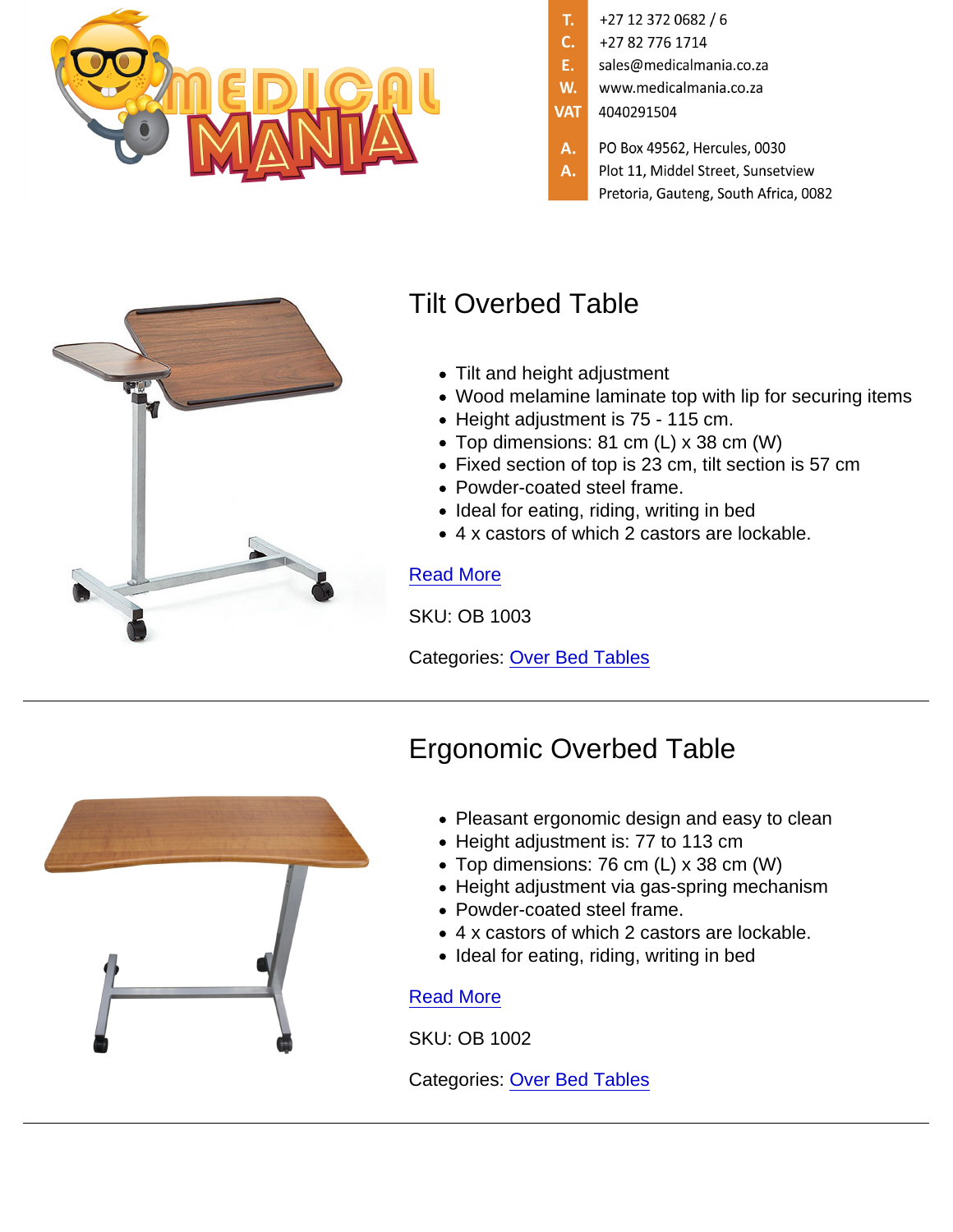T. +27 12 372 0682 / 6
C. +27 82 776 1714
E. sales@medicalmania.co.za
W. www.medicalmania.co.za
VAT 4040291504

A. PO Box 49562, Hercules, 0030
A. Plot 11, Middel Street, Sunsetview
Pretoria, Gauteng, South Africa, 0082

## Tilt Overbed Table

- Tilt and height adjustment
- Wood melamine laminate top with lip for securing items
- Height adjustment is 75 - 115 cm.
- Top dimensions: 81 cm (L) x 38 cm (W)
- Fixed section of top is 23 cm, tilt section is 57 cm
- Powder-coated steel frame.
- Ideal for eating, riding, writing in bed
- 4 x castors of which 2 castors are lockable.

Read More

SKU: OB 1003

Categories: Over Bed Tables

---

## Ergonomic Overbed Table

- Pleasant ergonomic design and easy to clean
- Height adjustment is: 77 to 113 cm
- Top dimensions: 76 cm (L) x 38 cm (W)
- Height adjustment via gas-spring mechanism
- Powder-coated steel frame.
- 4 x castors of which 2 castors are lockable.
- Ideal for eating, riding, writing in bed

Read More

SKU: OB 1002

Categories: Over Bed Tables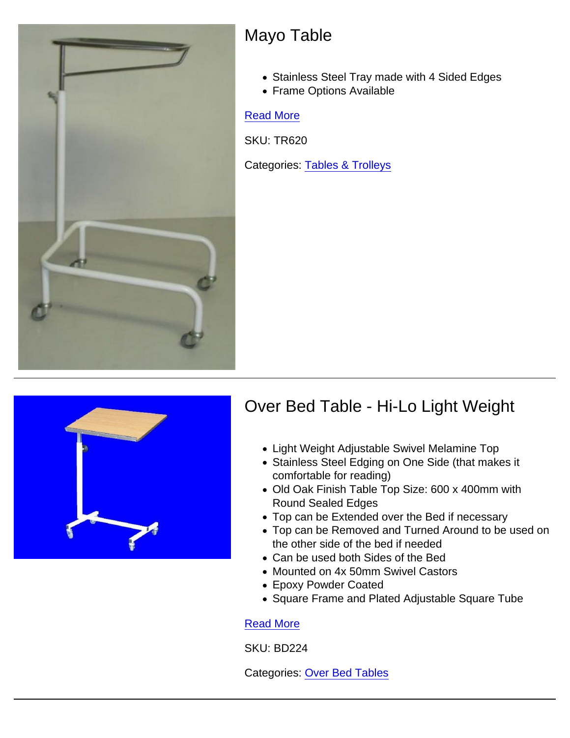## Mayo Table

- Stainless Steel Tray made with 4 Sided Edges
- Frame Options Available

Read More

SKU: TR620

Categories: Tables & Trolleys

---

## Over Bed Table - Hi-Lo Light Weight

- Light Weight Adjustable Swivel Melamine Top
- Stainless Steel Edging on One Side (that makes it comfortable for reading)
- Old Oak Finish Table Top Size: 600 x 400mm with Round Sealed Edges
- Top can be Extended over the Bed if necessary
- Top can be Removed and Turned Around to be used on the other side of the bed if needed
- Can be used both Sides of the Bed
- Mounted on 4x 50mm Swivel Castors
- Epoxy Powder Coated
- Square Frame and Plated Adjustable Square Tube

Read More

SKU: BD224

Categories: Over Bed Tables

---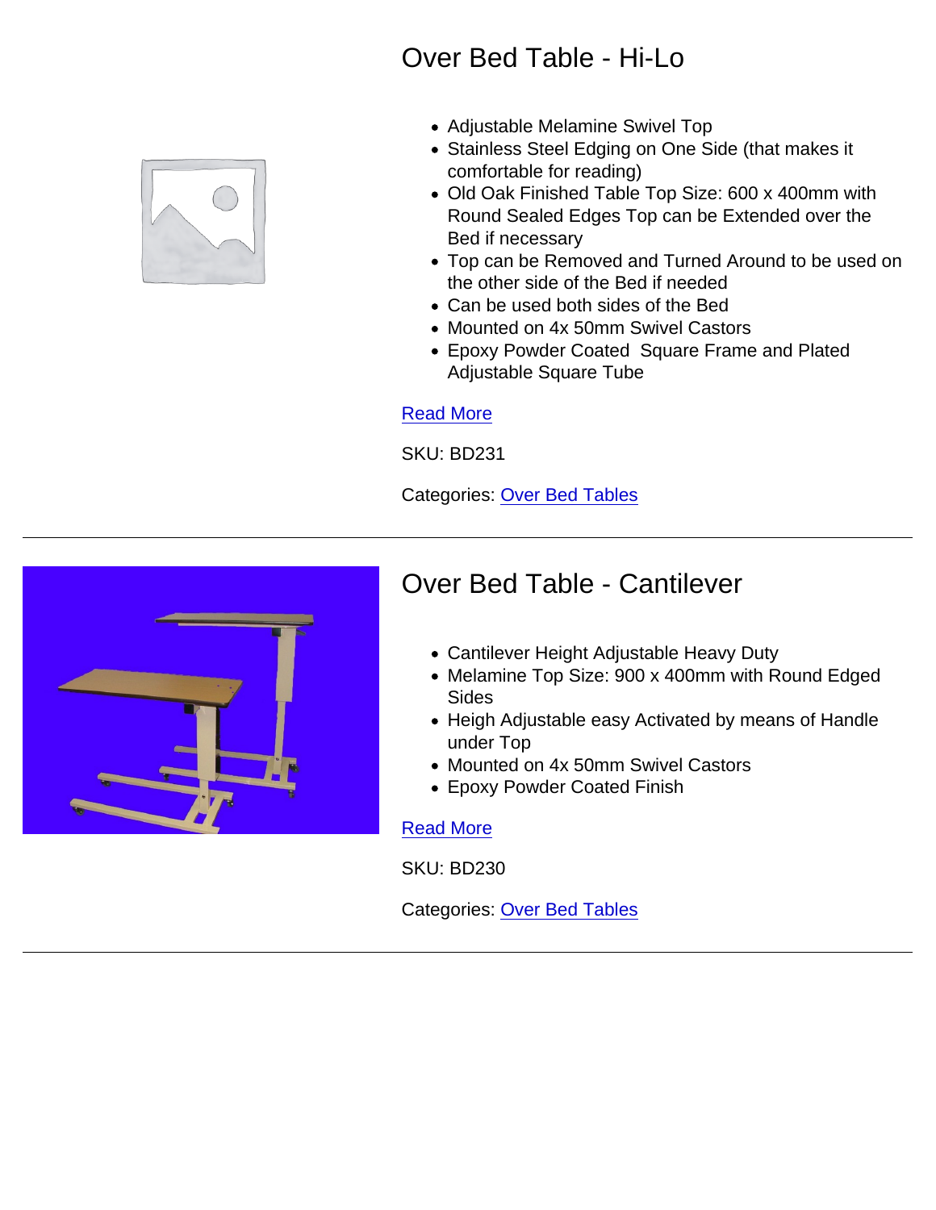## Over Bed Table - Hi-Lo

- Adjustable Melamine Swivel Top
- Stainless Steel Edging on One Side (that makes it comfortable for reading)
- Old Oak Finished Table Top Size: 600 x 400mm with Round Sealed Edges Top can be Extended over the Bed if necessary
- Top can be Removed and Turned Around to be used on the other side of the Bed if needed
- Can be used both sides of the Bed
- Mounted on 4x 50mm Swivel Castors
- Epoxy Powder Coated Square Frame and Plated Adjustable Square Tube

Read More

SKU: BD231

Categories: Over Bed Tables

---

## Over Bed Table - Cantilever

- Cantilever Height Adjustable Heavy Duty
- Melamine Top Size: 900 x 400mm with Round Edged Sides
- Heigh Adjustable easy Activated by means of Handle under Top
- Mounted on 4x 50mm Swivel Castors
- Epoxy Powder Coated Finish

Read More

SKU: BD230

Categories: Over Bed Tables

---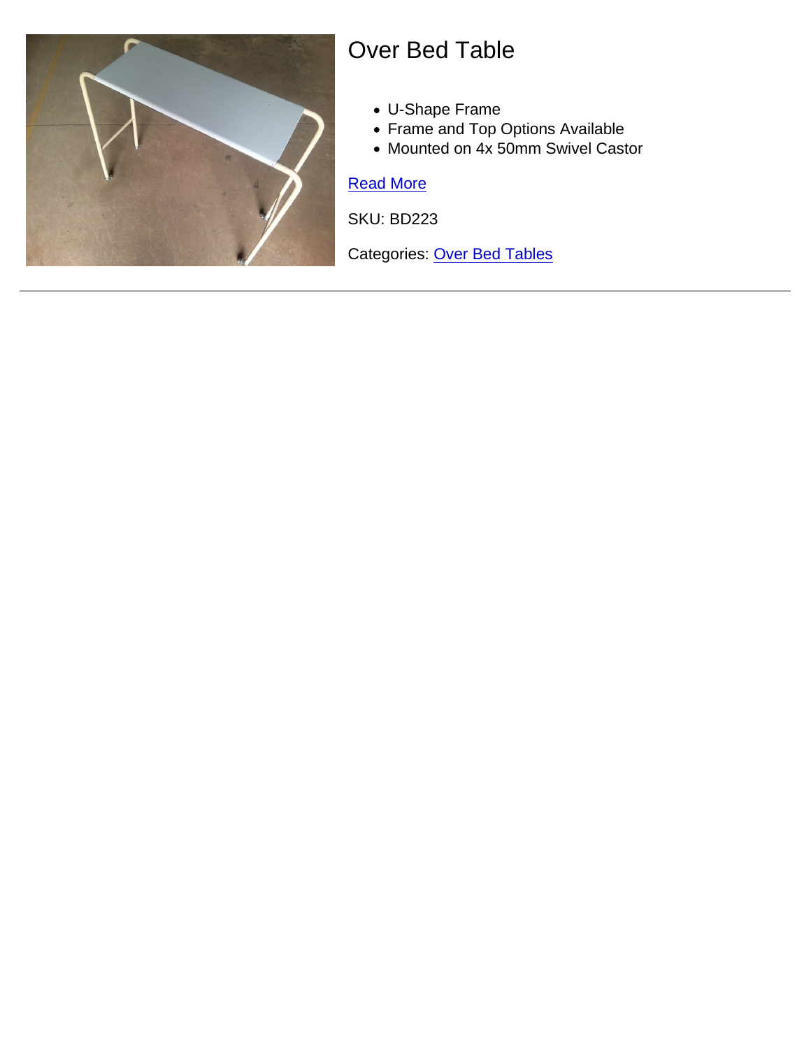## Over Bed Table

- U-Shape Frame
- Frame and Top Options Available
- Mounted on 4x 50mm Swivel Castor

Read More

SKU: BD223

Categories: Over Bed Tables